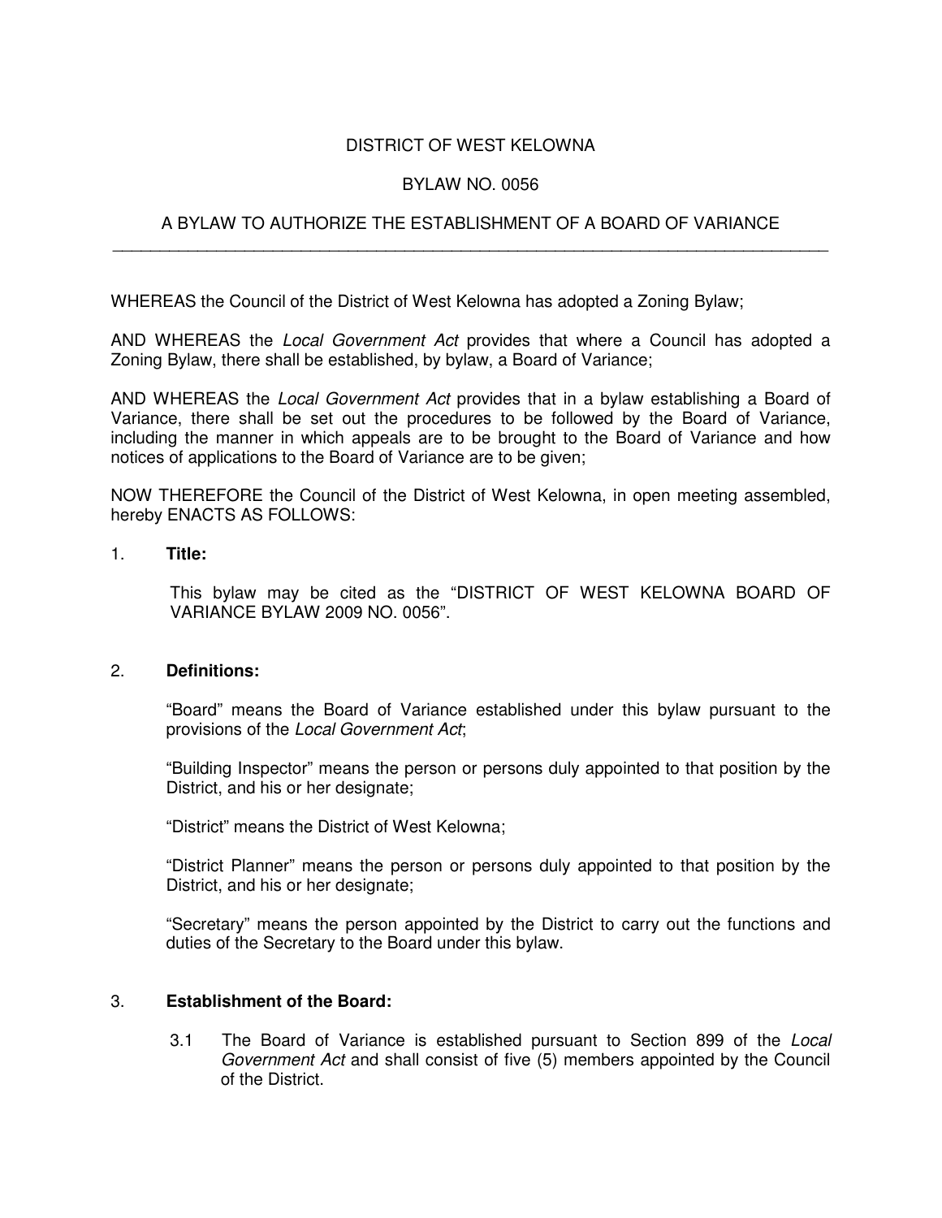# DISTRICT OF WEST KELOWNA

## BYLAW NO. 0056

## A BYLAW TO AUTHORIZE THE ESTABLISHMENT OF A BOARD OF VARIANCE

---

WHEREAS the Council of the District of West Kelowna has adopted a Zoning Bylaw;

AND WHEREAS the *Local Government Act* provides that where a Council has adopted a Zoning Bylaw, there shall be established, by bylaw, a Board of Variance;

AND WHEREAS the *Local Government Act* provides that in a bylaw establishing a Board of Variance, there shall be set out the procedures to be followed by the Board of Variance, including the manner in which appeals are to be brought to the Board of Variance and how notices of applications to the Board of Variance are to be given;

NOW THEREFORE the Council of the District of West Kelowna, in open meeting assembled, hereby ENACTS AS FOLLOWS:

1. **Title:**

   This bylaw may be cited as the "DISTRICT OF WEST KELOWNA BOARD OF VARIANCE BYLAW 2009 NO. 0056".

2. **Definitions:**

   "Board" means the Board of Variance established under this bylaw pursuant to the provisions of the *Local Government Act*;

   "Building Inspector" means the person or persons duly appointed to that position by the District, and his or her designate;

   "District" means the District of West Kelowna;

   "District Planner" means the person or persons duly appointed to that position by the District, and his or her designate;

   "Secretary" means the person appointed by the District to carry out the functions and duties of the Secretary to the Board under this bylaw.

3. **Establishment of the Board:**

   3.1 The Board of Variance is established pursuant to Section 899 of the *Local Government Act* and shall consist of five (5) members appointed by the Council of the District.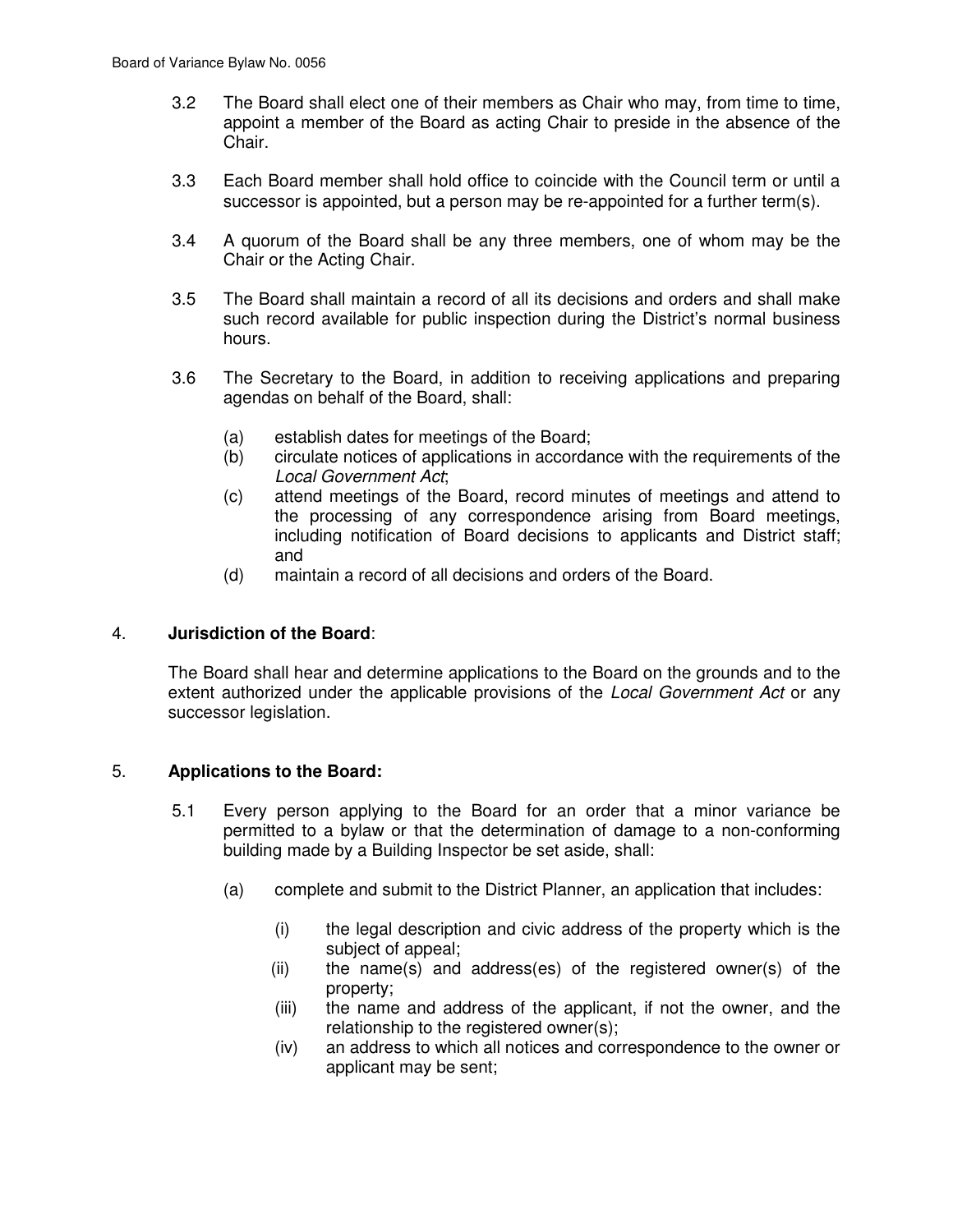3.2 The Board shall elect one of their members as Chair who may, from time to time, appoint a member of the Board as acting Chair to preside in the absence of the Chair.

3.3 Each Board member shall hold office to coincide with the Council term or until a successor is appointed, but a person may be re-appointed for a further term(s).

3.4 A quorum of the Board shall be any three members, one of whom may be the Chair or the Acting Chair.

3.5 The Board shall maintain a record of all its decisions and orders and shall make such record available for public inspection during the District's normal business hours.

3.6 The Secretary to the Board, in addition to receiving applications and preparing agendas on behalf of the Board, shall:

- (a) establish dates for meetings of the Board;
- (b) circulate notices of applications in accordance with the requirements of the *Local Government Act*;
- (c) attend meetings of the Board, record minutes of meetings and attend to the processing of any correspondence arising from Board meetings, including notification of Board decisions to applicants and District staff; and
- (d) maintain a record of all decisions and orders of the Board.

## 4. **Jurisdiction of the Board**:

The Board shall hear and determine applications to the Board on the grounds and to the extent authorized under the applicable provisions of the *Local Government Act* or any successor legislation.

## 5. **Applications to the Board:**

5.1 Every person applying to the Board for an order that a minor variance be permitted to a bylaw or that the determination of damage to a non-conforming building made by a Building Inspector be set aside, shall:

- (a) complete and submit to the District Planner, an application that includes:
  - (i) the legal description and civic address of the property which is the subject of appeal;
  - (ii) the name(s) and address(es) of the registered owner(s) of the property;
  - (iii) the name and address of the applicant, if not the owner, and the relationship to the registered owner(s);
  - (iv) an address to which all notices and correspondence to the owner or applicant may be sent;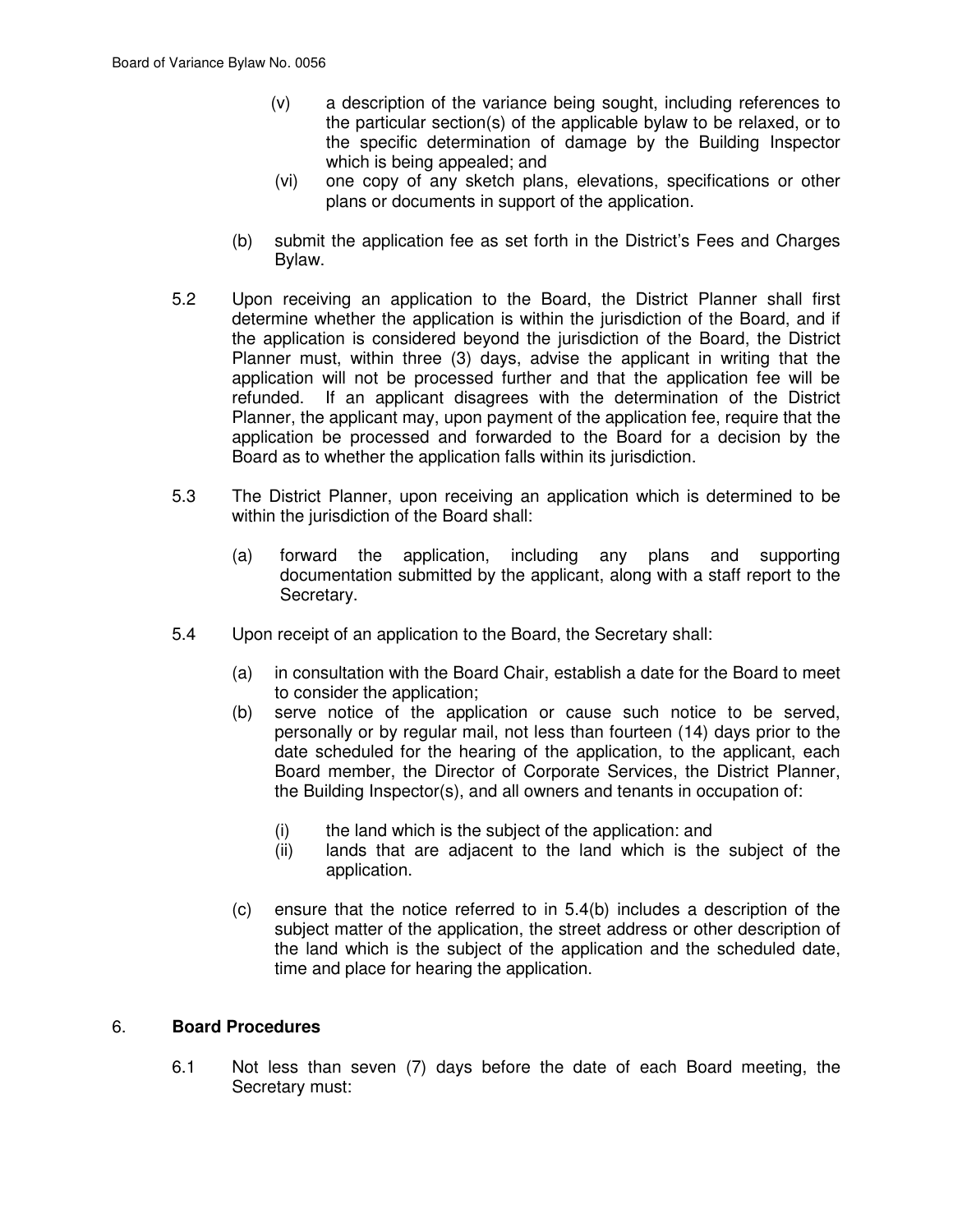(v) a description of the variance being sought, including references to the particular section(s) of the applicable bylaw to be relaxed, or to the specific determination of damage by the Building Inspector which is being appealed; and

(vi) one copy of any sketch plans, elevations, specifications or other plans or documents in support of the application.

(b) submit the application fee as set forth in the District's Fees and Charges Bylaw.

5.2 Upon receiving an application to the Board, the District Planner shall first determine whether the application is within the jurisdiction of the Board, and if the application is considered beyond the jurisdiction of the Board, the District Planner must, within three (3) days, advise the applicant in writing that the application will not be processed further and that the application fee will be refunded. If an applicant disagrees with the determination of the District Planner, the applicant may, upon payment of the application fee, require that the application be processed and forwarded to the Board for a decision by the Board as to whether the application falls within its jurisdiction.

5.3 The District Planner, upon receiving an application which is determined to be within the jurisdiction of the Board shall:

(a) forward the application, including any plans and supporting documentation submitted by the applicant, along with a staff report to the Secretary.

5.4 Upon receipt of an application to the Board, the Secretary shall:

(a) in consultation with the Board Chair, establish a date for the Board to meet to consider the application;

(b) serve notice of the application or cause such notice to be served, personally or by regular mail, not less than fourteen (14) days prior to the date scheduled for the hearing of the application, to the applicant, each Board member, the Director of Corporate Services, the District Planner, the Building Inspector(s), and all owners and tenants in occupation of:

(i) the land which is the subject of the application: and

(ii) lands that are adjacent to the land which is the subject of the application.

(c) ensure that the notice referred to in 5.4(b) includes a description of the subject matter of the application, the street address or other description of the land which is the subject of the application and the scheduled date, time and place for hearing the application.

## 6. **Board Procedures**

6.1 Not less than seven (7) days before the date of each Board meeting, the Secretary must: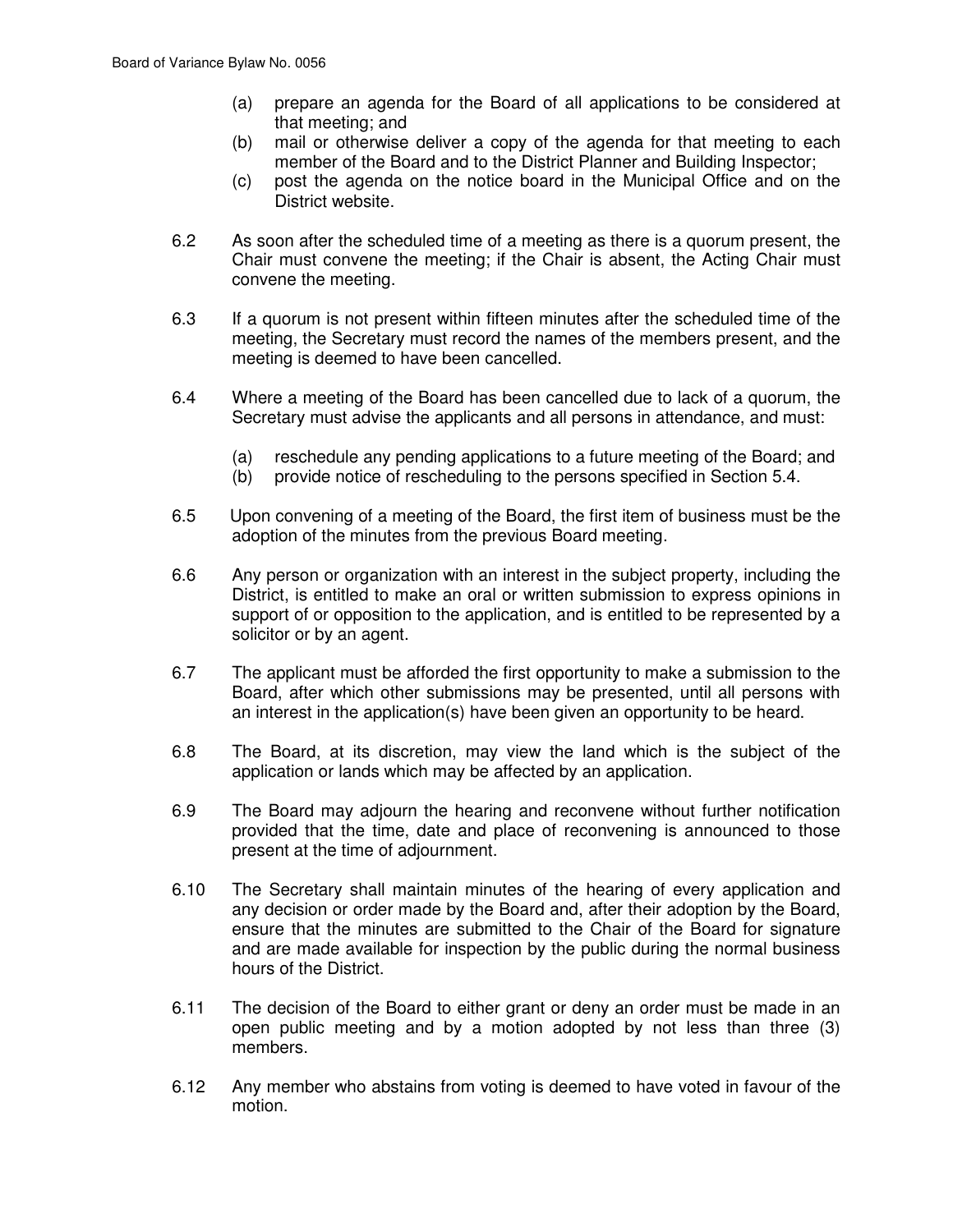(a) prepare an agenda for the Board of all applications to be considered at that meeting; and

(b) mail or otherwise deliver a copy of the agenda for that meeting to each member of the Board and to the District Planner and Building Inspector;

(c) post the agenda on the notice board in the Municipal Office and on the District website.

6.2 As soon after the scheduled time of a meeting as there is a quorum present, the Chair must convene the meeting; if the Chair is absent, the Acting Chair must convene the meeting.

6.3 If a quorum is not present within fifteen minutes after the scheduled time of the meeting, the Secretary must record the names of the members present, and the meeting is deemed to have been cancelled.

6.4 Where a meeting of the Board has been cancelled due to lack of a quorum, the Secretary must advise the applicants and all persons in attendance, and must:

(a) reschedule any pending applications to a future meeting of the Board; and

(b) provide notice of rescheduling to the persons specified in Section 5.4.

6.5 Upon convening of a meeting of the Board, the first item of business must be the adoption of the minutes from the previous Board meeting.

6.6 Any person or organization with an interest in the subject property, including the District, is entitled to make an oral or written submission to express opinions in support of or opposition to the application, and is entitled to be represented by a solicitor or by an agent.

6.7 The applicant must be afforded the first opportunity to make a submission to the Board, after which other submissions may be presented, until all persons with an interest in the application(s) have been given an opportunity to be heard.

6.8 The Board, at its discretion, may view the land which is the subject of the application or lands which may be affected by an application.

6.9 The Board may adjourn the hearing and reconvene without further notification provided that the time, date and place of reconvening is announced to those present at the time of adjournment.

6.10 The Secretary shall maintain minutes of the hearing of every application and any decision or order made by the Board and, after their adoption by the Board, ensure that the minutes are submitted to the Chair of the Board for signature and are made available for inspection by the public during the normal business hours of the District.

6.11 The decision of the Board to either grant or deny an order must be made in an open public meeting and by a motion adopted by not less than three (3) members.

6.12 Any member who abstains from voting is deemed to have voted in favour of the motion.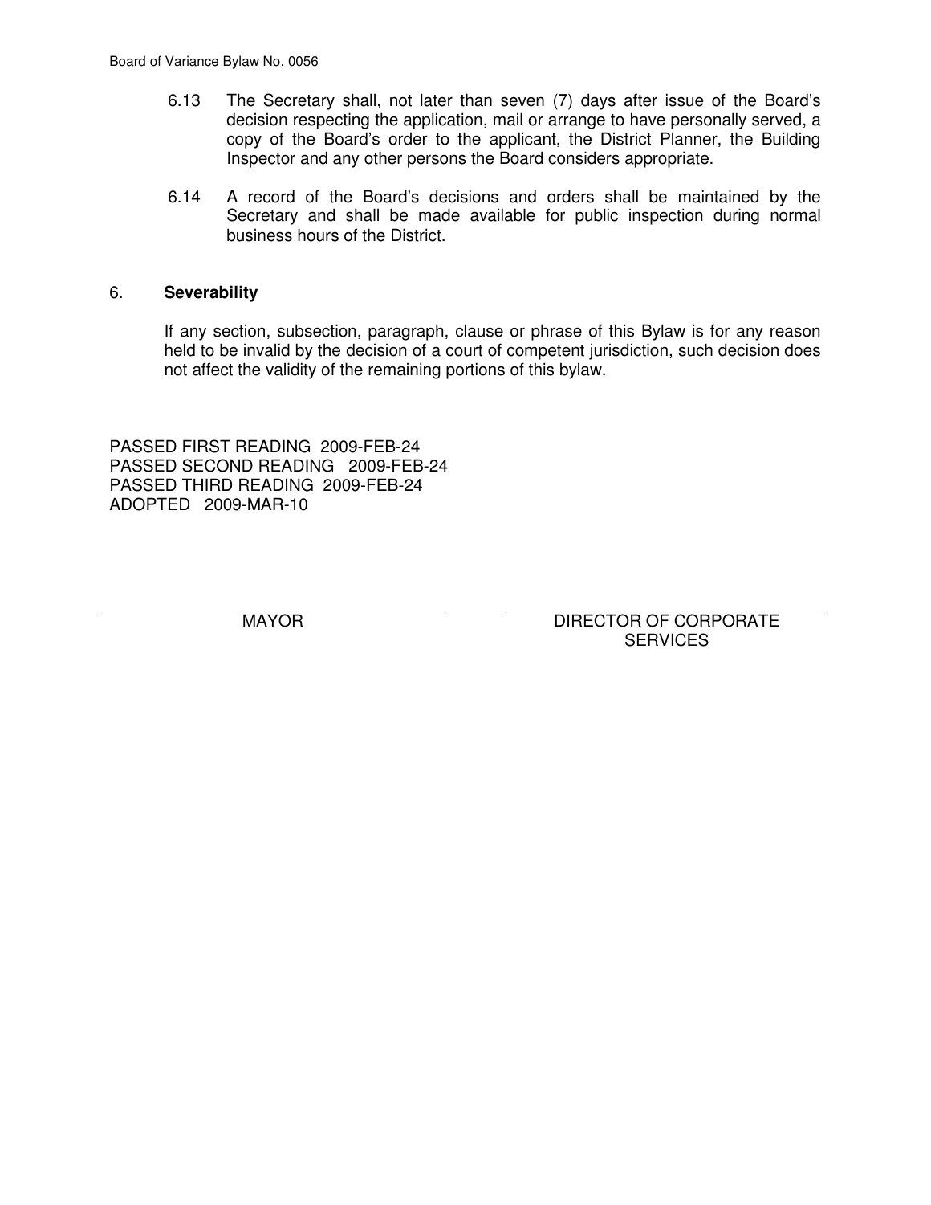6.13 The Secretary shall, not later than seven (7) days after issue of the Board's decision respecting the application, mail or arrange to have personally served, a copy of the Board's order to the applicant, the District Planner, the Building Inspector and any other persons the Board considers appropriate.

6.14 A record of the Board's decisions and orders shall be maintained by the Secretary and shall be made available for public inspection during normal business hours of the District.

## 6. **Severability**

If any section, subsection, paragraph, clause or phrase of this Bylaw is for any reason held to be invalid by the decision of a court of competent jurisdiction, such decision does not affect the validity of the remaining portions of this bylaw.

PASSED FIRST READING 2009-FEB-24
PASSED SECOND READING 2009-FEB-24
PASSED THIRD READING 2009-FEB-24
ADOPTED 2009-MAR-10

| | |
|---|---|
| MAYOR | DIRECTOR OF CORPORATE SERVICES |